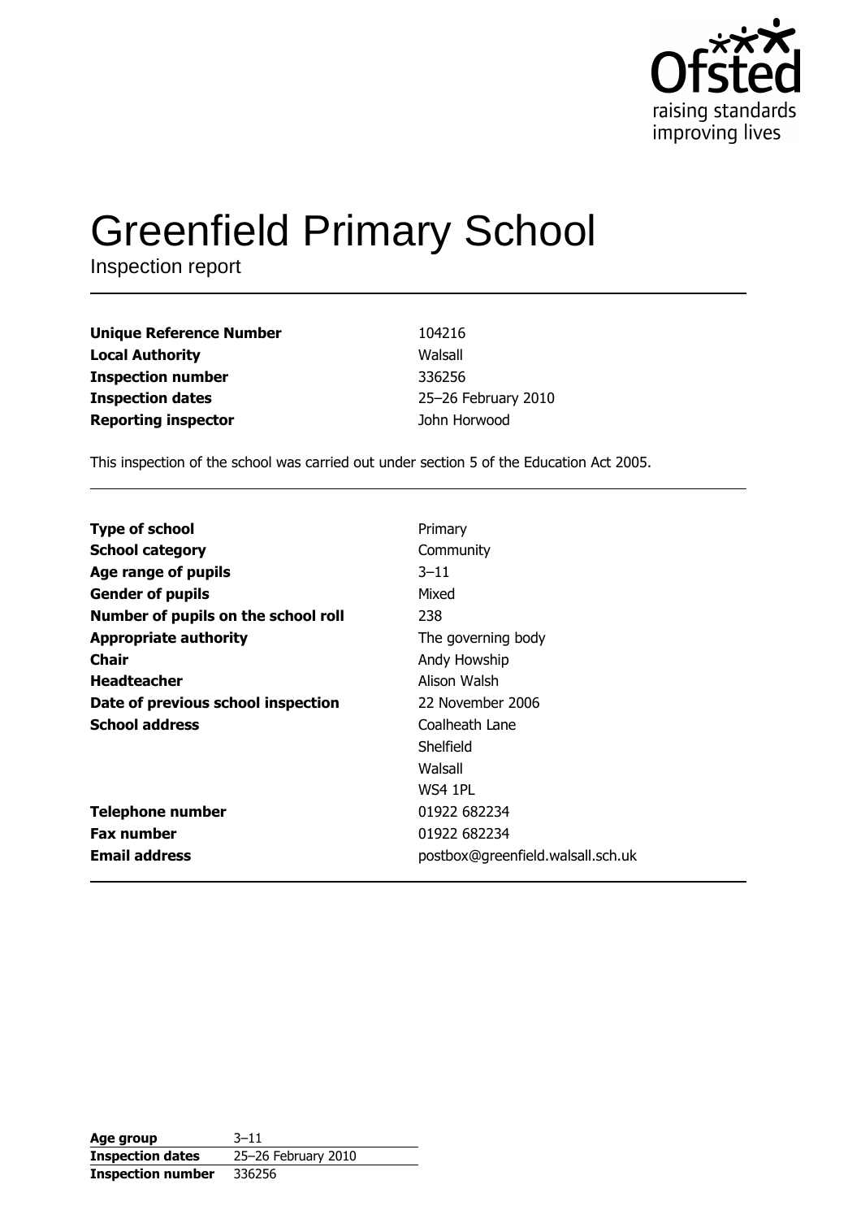Ofsted
raising standards
improving lives

# Greenfield Primary School

Inspection report

| | |
|---|---|
| **Unique Reference Number** | 104216 |
| **Local Authority** | Walsall |
| **Inspection number** | 336256 |
| **Inspection dates** | 25–26 February 2010 |
| **Reporting inspector** | John Horwood |

This inspection of the school was carried out under section 5 of the Education Act 2005.

| | |
|---|---|
| **Type of school** | Primary |
| **School category** | Community |
| **Age range of pupils** | 3–11 |
| **Gender of pupils** | Mixed |
| **Number of pupils on the school roll** | 238 |
| **Appropriate authority** | The governing body |
| **Chair** | Andy Howship |
| **Headteacher** | Alison Walsh |
| **Date of previous school inspection** | 22 November 2006 |
| **School address** | Coalheath Lane<br>Shelfield<br>Walsall<br>WS4 1PL |
| **Telephone number** | 01922 682234 |
| **Fax number** | 01922 682234 |
| **Email address** | postbox@greenfield.walsall.sch.uk |

| | |
|---|---|
| **Age group** | 3–11 |
| **Inspection dates** | 25–26 February 2010 |
| **Inspection number** | 336256 |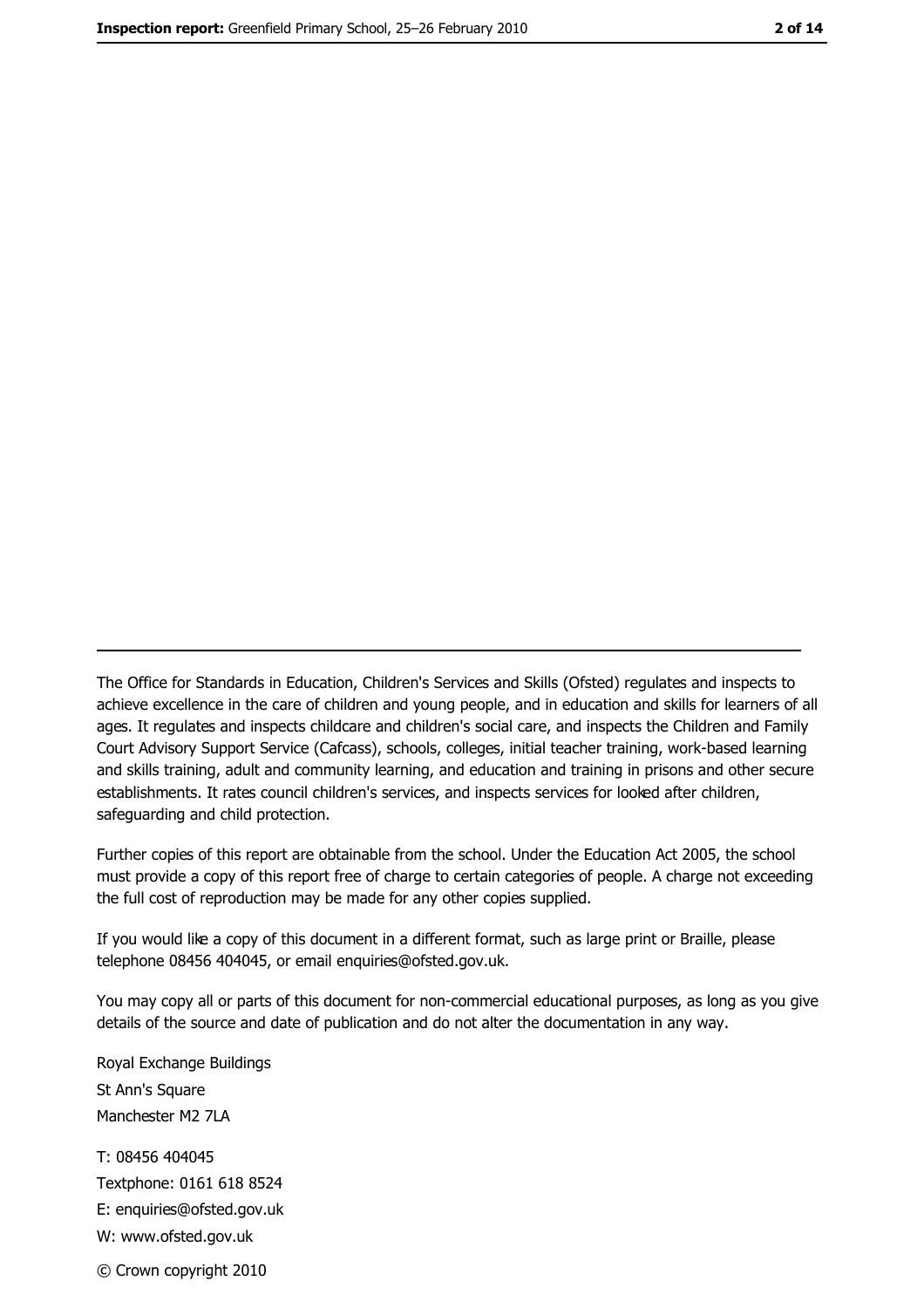The Office for Standards in Education, Children's Services and Skills (Ofsted) regulates and inspects to achieve excellence in the care of children and young people, and in education and skills for learners of all ages. It regulates and inspects childcare and children's social care, and inspects the Children and Family Court Advisory Support Service (Cafcass), schools, colleges, initial teacher training, work-based learning and skills training, adult and community learning, and education and training in prisons and other secure establishments. It rates council children's services, and inspects services for looked after children, safeguarding and child protection.

Further copies of this report are obtainable from the school. Under the Education Act 2005, the school must provide a copy of this report free of charge to certain categories of people. A charge not exceeding the full cost of reproduction may be made for any other copies supplied.

If you would like a copy of this document in a different format, such as large print or Braille, please telephone 08456 404045, or email enquiries@ofsted.gov.uk.

You may copy all or parts of this document for non-commercial educational purposes, as long as you give details of the source and date of publication and do not alter the documentation in any way.

Royal Exchange Buildings
St Ann's Square
Manchester M2 7LA

T: 08456 404045
Textphone: 0161 618 8524
E: enquiries@ofsted.gov.uk
W: www.ofsted.gov.uk

© Crown copyright 2010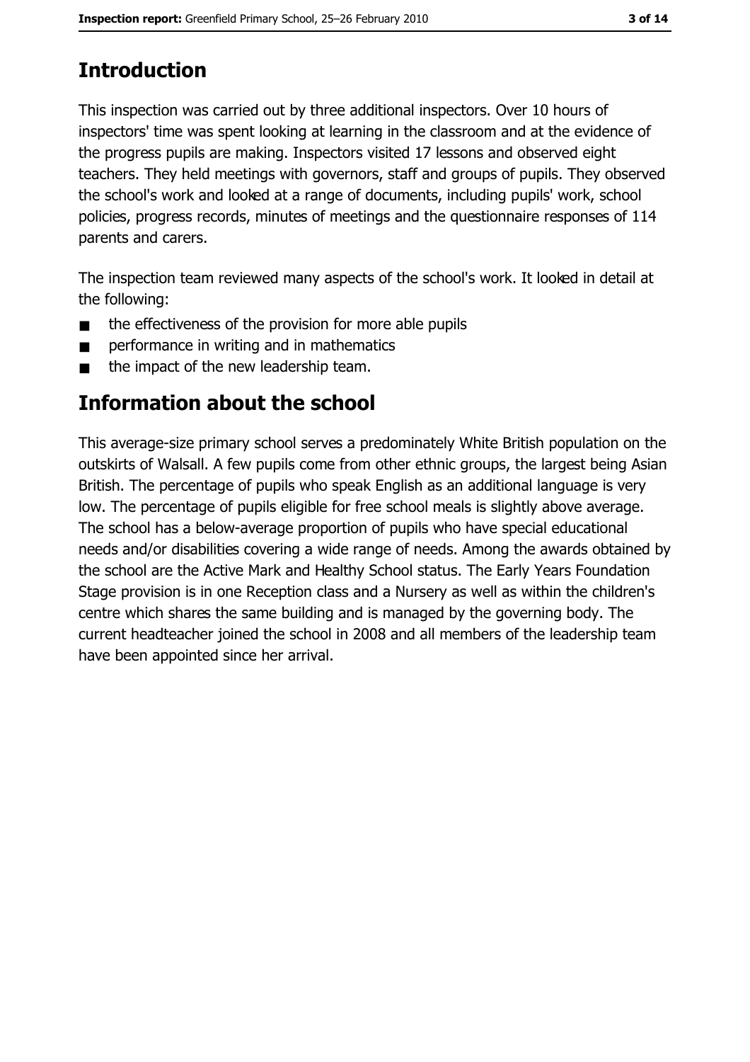## Introduction

This inspection was carried out by three additional inspectors. Over 10 hours of inspectors' time was spent looking at learning in the classroom and at the evidence of the progress pupils are making. Inspectors visited 17 lessons and observed eight teachers. They held meetings with governors, staff and groups of pupils. They observed the school's work and looked at a range of documents, including pupils' work, school policies, progress records, minutes of meetings and the questionnaire responses of 114 parents and carers.

The inspection team reviewed many aspects of the school's work. It looked in detail at the following:

- the effectiveness of the provision for more able pupils
- performance in writing and in mathematics
- the impact of the new leadership team.

## Information about the school

This average-size primary school serves a predominately White British population on the outskirts of Walsall. A few pupils come from other ethnic groups, the largest being Asian British. The percentage of pupils who speak English as an additional language is very low. The percentage of pupils eligible for free school meals is slightly above average. The school has a below-average proportion of pupils who have special educational needs and/or disabilities covering a wide range of needs. Among the awards obtained by the school are the Active Mark and Healthy School status. The Early Years Foundation Stage provision is in one Reception class and a Nursery as well as within the children's centre which shares the same building and is managed by the governing body. The current headteacher joined the school in 2008 and all members of the leadership team have been appointed since her arrival.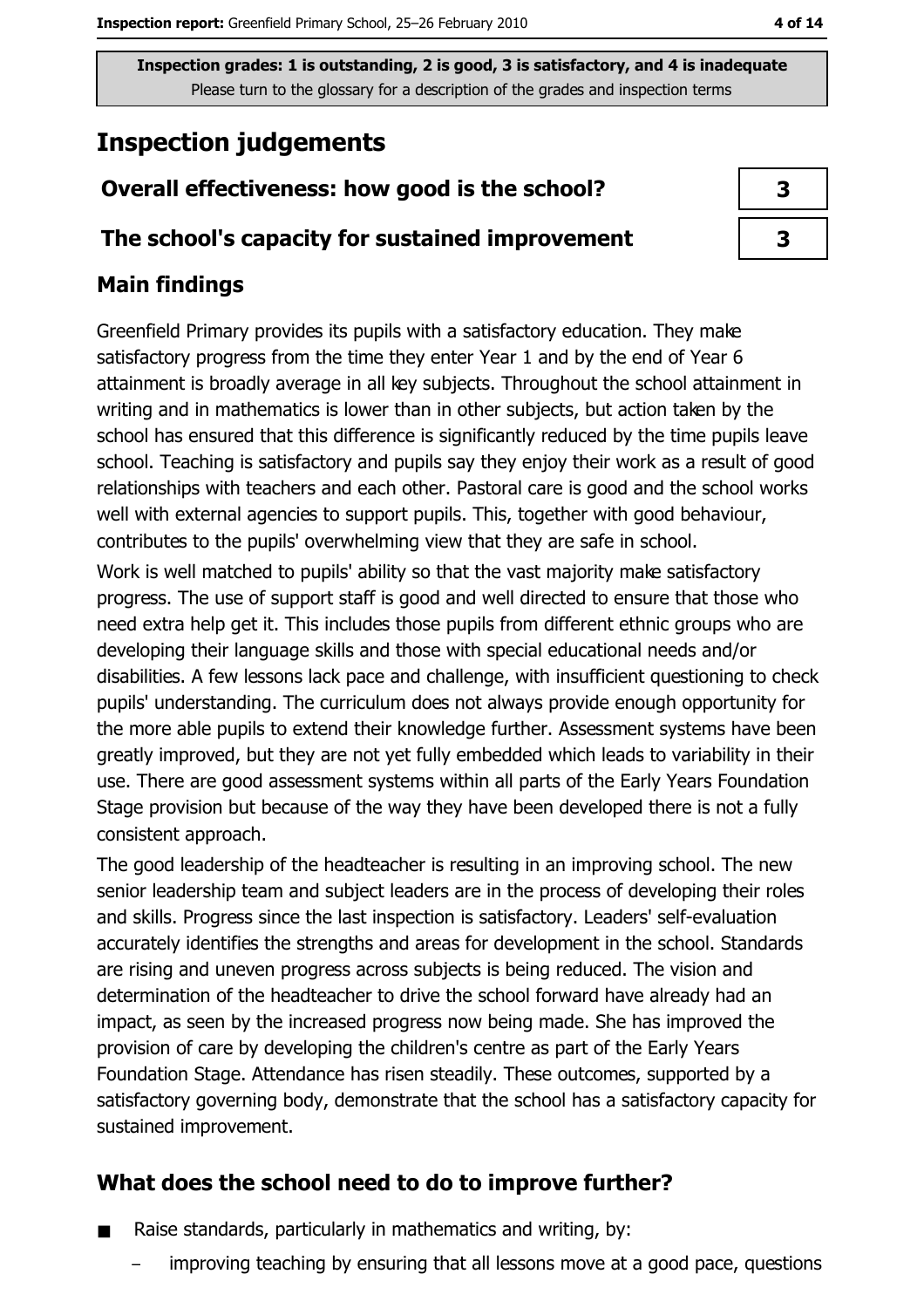**Inspection grades: 1 is outstanding, 2 is good, 3 is satisfactory, and 4 is inadequate**
Please turn to the glossary for a description of the grades and inspection terms

# Inspection judgements

| | |
|---|---|
| **Overall effectiveness: how good is the school?** | 3 |
| **The school's capacity for sustained improvement** | 3 |

## Main findings

Greenfield Primary provides its pupils with a satisfactory education. They make satisfactory progress from the time they enter Year 1 and by the end of Year 6 attainment is broadly average in all key subjects. Throughout the school attainment in writing and in mathematics is lower than in other subjects, but action taken by the school has ensured that this difference is significantly reduced by the time pupils leave school. Teaching is satisfactory and pupils say they enjoy their work as a result of good relationships with teachers and each other. Pastoral care is good and the school works well with external agencies to support pupils. This, together with good behaviour, contributes to the pupils' overwhelming view that they are safe in school.

Work is well matched to pupils' ability so that the vast majority make satisfactory progress. The use of support staff is good and well directed to ensure that those who need extra help get it. This includes those pupils from different ethnic groups who are developing their language skills and those with special educational needs and/or disabilities. A few lessons lack pace and challenge, with insufficient questioning to check pupils' understanding. The curriculum does not always provide enough opportunity for the more able pupils to extend their knowledge further. Assessment systems have been greatly improved, but they are not yet fully embedded which leads to variability in their use. There are good assessment systems within all parts of the Early Years Foundation Stage provision but because of the way they have been developed there is not a fully consistent approach.

The good leadership of the headteacher is resulting in an improving school. The new senior leadership team and subject leaders are in the process of developing their roles and skills. Progress since the last inspection is satisfactory. Leaders' self-evaluation accurately identifies the strengths and areas for development in the school. Standards are rising and uneven progress across subjects is being reduced. The vision and determination of the headteacher to drive the school forward have already had an impact, as seen by the increased progress now being made. She has improved the provision of care by developing the children's centre as part of the Early Years Foundation Stage. Attendance has risen steadily. These outcomes, supported by a satisfactory governing body, demonstrate that the school has a satisfactory capacity for sustained improvement.

## What does the school need to do to improve further?

- Raise standards, particularly in mathematics and writing, by:
  - improving teaching by ensuring that all lessons move at a good pace, questions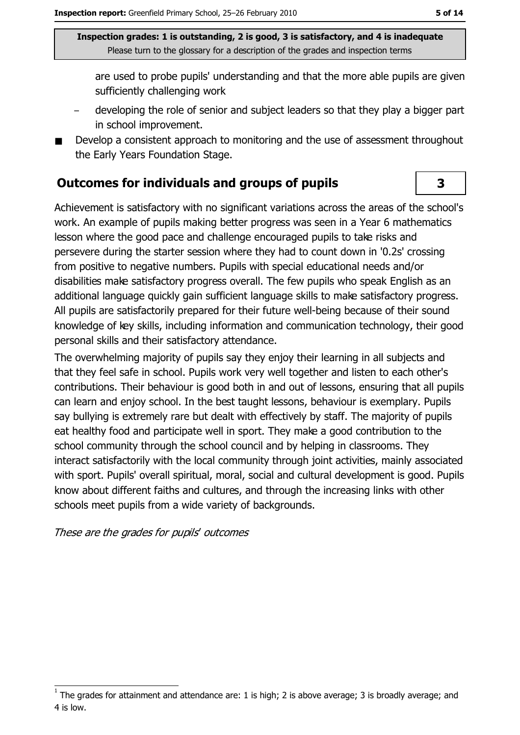**Inspection grades: 1 is outstanding, 2 is good, 3 is satisfactory, and 4 is inadequate**
Please turn to the glossary for a description of the grades and inspection terms

are used to probe pupils' understanding and that the more able pupils are given sufficiently challenging work

- developing the role of senior and subject leaders so that they play a bigger part in school improvement.

- Develop a consistent approach to monitoring and the use of assessment throughout the Early Years Foundation Stage.

## Outcomes for individuals and groups of pupils

**3**

Achievement is satisfactory with no significant variations across the areas of the school's work. An example of pupils making better progress was seen in a Year 6 mathematics lesson where the good pace and challenge encouraged pupils to take risks and persevere during the starter session where they had to count down in '0.2s' crossing from positive to negative numbers. Pupils with special educational needs and/or disabilities make satisfactory progress overall. The few pupils who speak English as an additional language quickly gain sufficient language skills to make satisfactory progress. All pupils are satisfactorily prepared for their future well-being because of their sound knowledge of key skills, including information and communication technology, their good personal skills and their satisfactory attendance.

The overwhelming majority of pupils say they enjoy their learning in all subjects and that they feel safe in school. Pupils work very well together and listen to each other's contributions. Their behaviour is good both in and out of lessons, ensuring that all pupils can learn and enjoy school. In the best taught lessons, behaviour is exemplary. Pupils say bullying is extremely rare but dealt with effectively by staff. The majority of pupils eat healthy food and participate well in sport. They make a good contribution to the school community through the school council and by helping in classrooms. They interact satisfactorily with the local community through joint activities, mainly associated with sport. Pupils' overall spiritual, moral, social and cultural development is good. Pupils know about different faiths and cultures, and through the increasing links with other schools meet pupils from a wide variety of backgrounds.

*These are the grades for pupils' outcomes*

[1] The grades for attainment and attendance are: 1 is high; 2 is above average; 3 is broadly average; and 4 is low.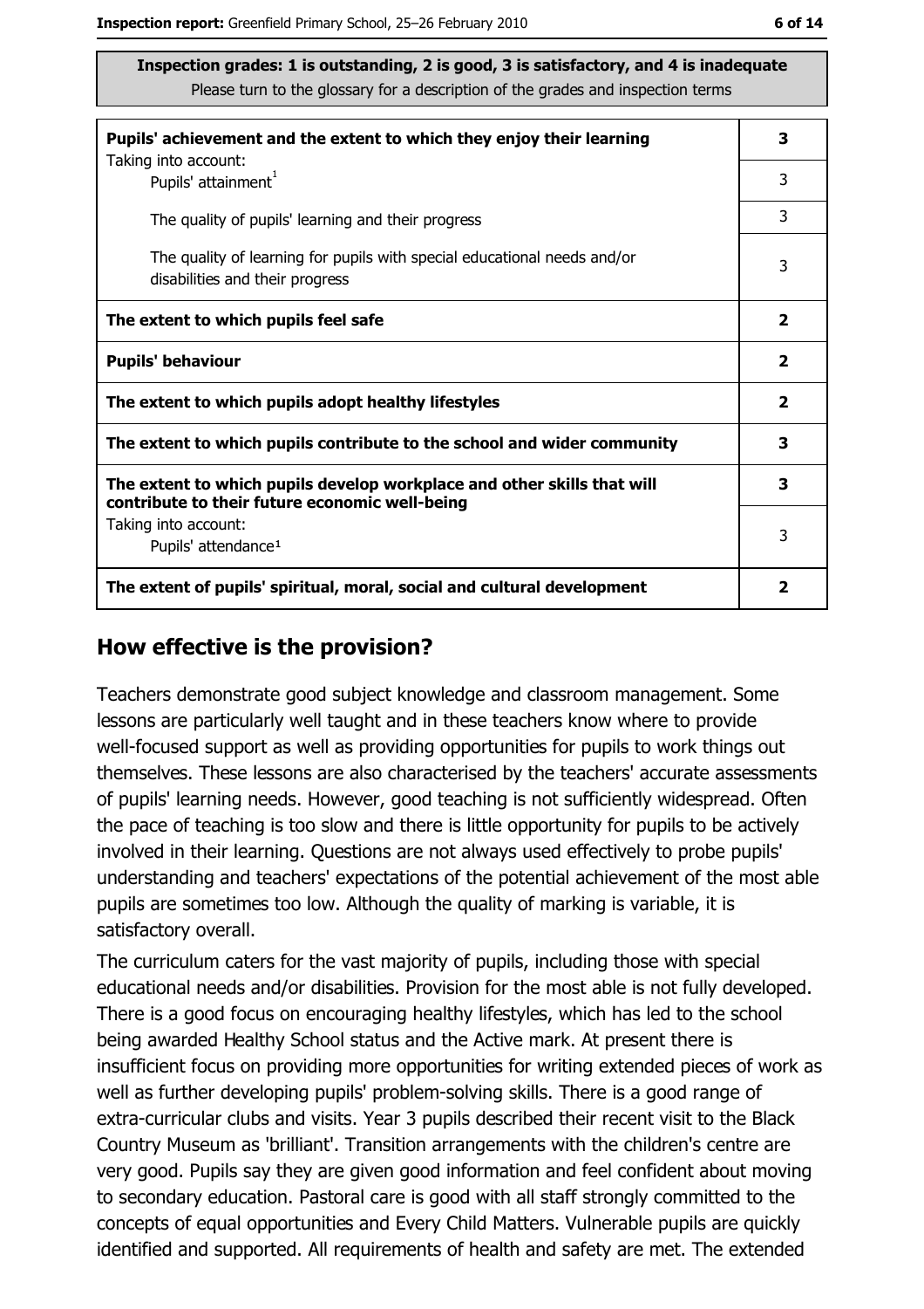**Inspection grades: 1 is outstanding, 2 is good, 3 is satisfactory, and 4 is inadequate**
Please turn to the glossary for a description of the grades and inspection terms

| | |
|---|---|
| **Pupils' achievement and the extent to which they enjoy their learning** | **3** |
| Taking into account: Pupils' attainment[1] | 3 |
| The quality of pupils' learning and their progress | 3 |
| The quality of learning for pupils with special educational needs and/or disabilities and their progress | 3 |
| **The extent to which pupils feel safe** | **2** |
| **Pupils' behaviour** | **2** |
| **The extent to which pupils adopt healthy lifestyles** | **2** |
| **The extent to which pupils contribute to the school and wider community** | **3** |
| **The extent to which pupils develop workplace and other skills that will contribute to their future economic well-being** | **3** |
| Taking into account: Pupils' attendance[1] | 3 |
| **The extent of pupils' spiritual, moral, social and cultural development** | **2** |

## How effective is the provision?

Teachers demonstrate good subject knowledge and classroom management. Some lessons are particularly well taught and in these teachers know where to provide well-focused support as well as providing opportunities for pupils to work things out themselves. These lessons are also characterised by the teachers' accurate assessments of pupils' learning needs. However, good teaching is not sufficiently widespread. Often the pace of teaching is too slow and there is little opportunity for pupils to be actively involved in their learning. Questions are not always used effectively to probe pupils' understanding and teachers' expectations of the potential achievement of the most able pupils are sometimes too low. Although the quality of marking is variable, it is satisfactory overall.

The curriculum caters for the vast majority of pupils, including those with special educational needs and/or disabilities. Provision for the most able is not fully developed. There is a good focus on encouraging healthy lifestyles, which has led to the school being awarded Healthy School status and the Active mark. At present there is insufficient focus on providing more opportunities for writing extended pieces of work as well as further developing pupils' problem-solving skills. There is a good range of extra-curricular clubs and visits. Year 3 pupils described their recent visit to the Black Country Museum as 'brilliant'. Transition arrangements with the children's centre are very good. Pupils say they are given good information and feel confident about moving to secondary education. Pastoral care is good with all staff strongly committed to the concepts of equal opportunities and Every Child Matters. Vulnerable pupils are quickly identified and supported. All requirements of health and safety are met. The extended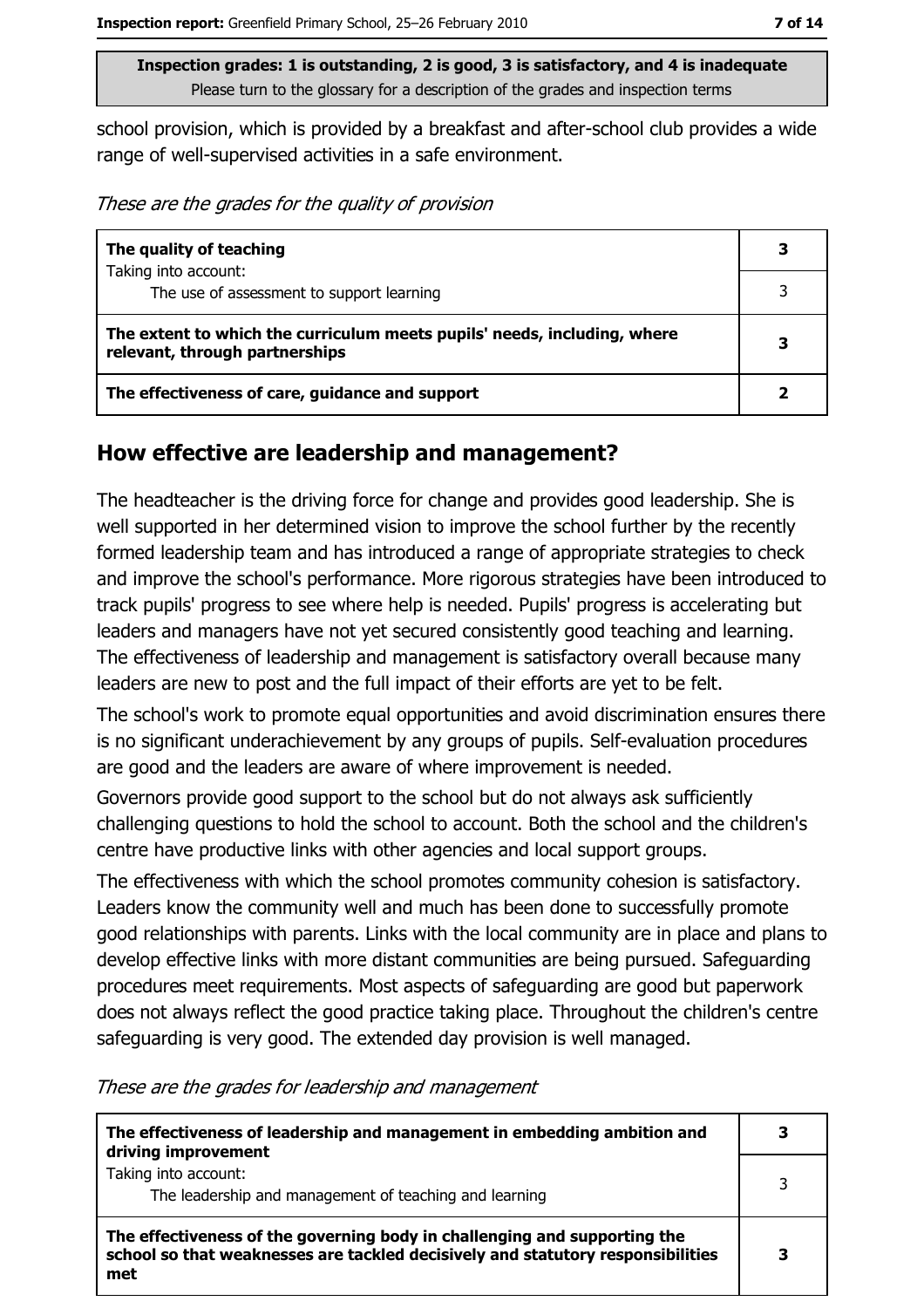school provision, which is provided by a breakfast and after-school club provides a wide range of well-supervised activities in a safe environment.

*These are the grades for the quality of provision*

| | |
|---|---|
| **The quality of teaching**<br>Taking into account: | **3** |
| The use of assessment to support learning | 3 |
| **The extent to which the curriculum meets pupils' needs, including, where relevant, through partnerships** | **3** |
| **The effectiveness of care, guidance and support** | **2** |

## How effective are leadership and management?

The headteacher is the driving force for change and provides good leadership. She is well supported in her determined vision to improve the school further by the recently formed leadership team and has introduced a range of appropriate strategies to check and improve the school's performance. More rigorous strategies have been introduced to track pupils' progress to see where help is needed. Pupils' progress is accelerating but leaders and managers have not yet secured consistently good teaching and learning. The effectiveness of leadership and management is satisfactory overall because many leaders are new to post and the full impact of their efforts are yet to be felt.

The school's work to promote equal opportunities and avoid discrimination ensures there is no significant underachievement by any groups of pupils. Self-evaluation procedures are good and the leaders are aware of where improvement is needed.

Governors provide good support to the school but do not always ask sufficiently challenging questions to hold the school to account. Both the school and the children's centre have productive links with other agencies and local support groups.

The effectiveness with which the school promotes community cohesion is satisfactory. Leaders know the community well and much has been done to successfully promote good relationships with parents. Links with the local community are in place and plans to develop effective links with more distant communities are being pursued. Safeguarding procedures meet requirements. Most aspects of safeguarding are good but paperwork does not always reflect the good practice taking place. Throughout the children's centre safeguarding is very good. The extended day provision is well managed.

*These are the grades for leadership and management*

| | |
|---|---|
| **The effectiveness of leadership and management in embedding ambition and driving improvement**<br>Taking into account: | **3** |
| The leadership and management of teaching and learning | 3 |
| **The effectiveness of the governing body in challenging and supporting the school so that weaknesses are tackled decisively and statutory responsibilities met** | **3** |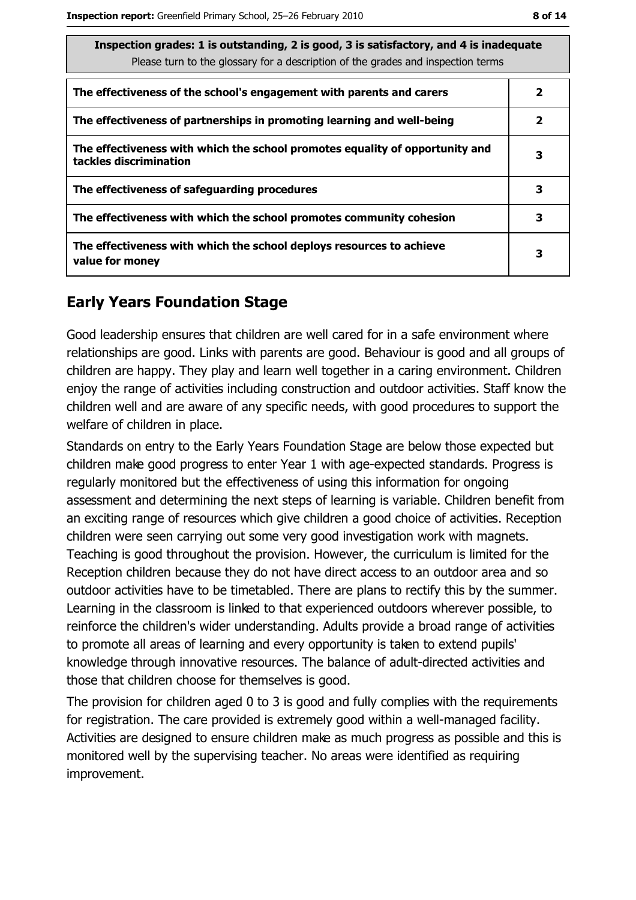| Inspection grades: 1 is outstanding, 2 is good, 3 is satisfactory, and 4 is inadequate<br>Please turn to the glossary for a description of the grades and inspection terms | |
|---|---|
| **The effectiveness of the school's engagement with parents and carers** | **2** |
| **The effectiveness of partnerships in promoting learning and well-being** | **2** |
| **The effectiveness with which the school promotes equality of opportunity and tackles discrimination** | **3** |
| **The effectiveness of safeguarding procedures** | **3** |
| **The effectiveness with which the school promotes community cohesion** | **3** |
| **The effectiveness with which the school deploys resources to achieve value for money** | **3** |

## Early Years Foundation Stage

Good leadership ensures that children are well cared for in a safe environment where relationships are good. Links with parents are good. Behaviour is good and all groups of children are happy. They play and learn well together in a caring environment. Children enjoy the range of activities including construction and outdoor activities. Staff know the children well and are aware of any specific needs, with good procedures to support the welfare of children in place.

Standards on entry to the Early Years Foundation Stage are below those expected but children make good progress to enter Year 1 with age-expected standards. Progress is regularly monitored but the effectiveness of using this information for ongoing assessment and determining the next steps of learning is variable. Children benefit from an exciting range of resources which give children a good choice of activities. Reception children were seen carrying out some very good investigation work with magnets. Teaching is good throughout the provision. However, the curriculum is limited for the Reception children because they do not have direct access to an outdoor area and so outdoor activities have to be timetabled. There are plans to rectify this by the summer. Learning in the classroom is linked to that experienced outdoors wherever possible, to reinforce the children's wider understanding. Adults provide a broad range of activities to promote all areas of learning and every opportunity is taken to extend pupils' knowledge through innovative resources. The balance of adult-directed activities and those that children choose for themselves is good.

The provision for children aged 0 to 3 is good and fully complies with the requirements for registration. The care provided is extremely good within a well-managed facility. Activities are designed to ensure children make as much progress as possible and this is monitored well by the supervising teacher. No areas were identified as requiring improvement.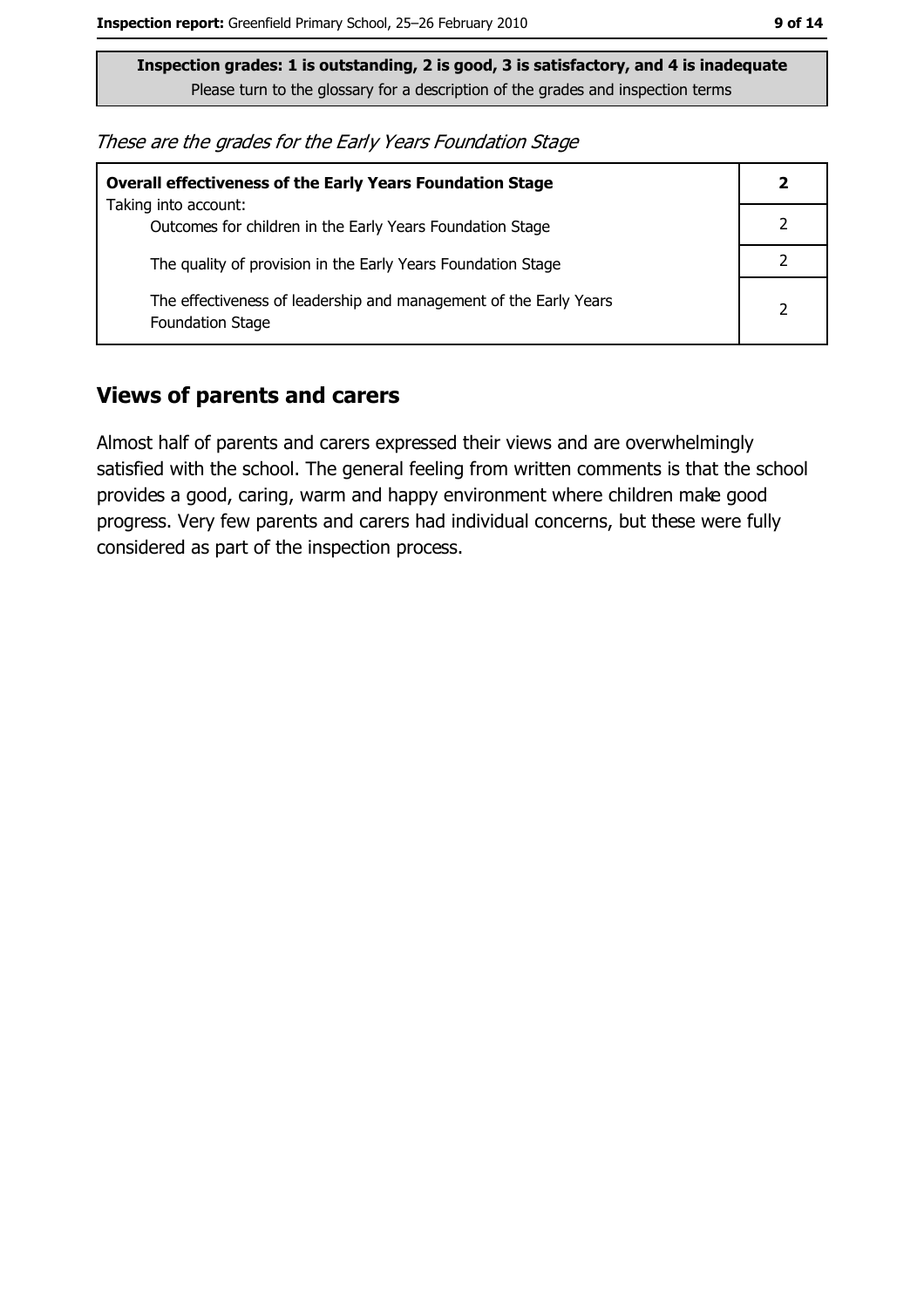**Inspection grades: 1 is outstanding, 2 is good, 3 is satisfactory, and 4 is inadequate**
Please turn to the glossary for a description of the grades and inspection terms

*These are the grades for the Early Years Foundation Stage*

| | |
|---|---|
| **Overall effectiveness of the Early Years Foundation Stage** Taking into account: | **2** |
| Outcomes for children in the Early Years Foundation Stage | 2 |
| The quality of provision in the Early Years Foundation Stage | 2 |
| The effectiveness of leadership and management of the Early Years Foundation Stage | 2 |

## Views of parents and carers

Almost half of parents and carers expressed their views and are overwhelmingly satisfied with the school. The general feeling from written comments is that the school provides a good, caring, warm and happy environment where children make good progress. Very few parents and carers had individual concerns, but these were fully considered as part of the inspection process.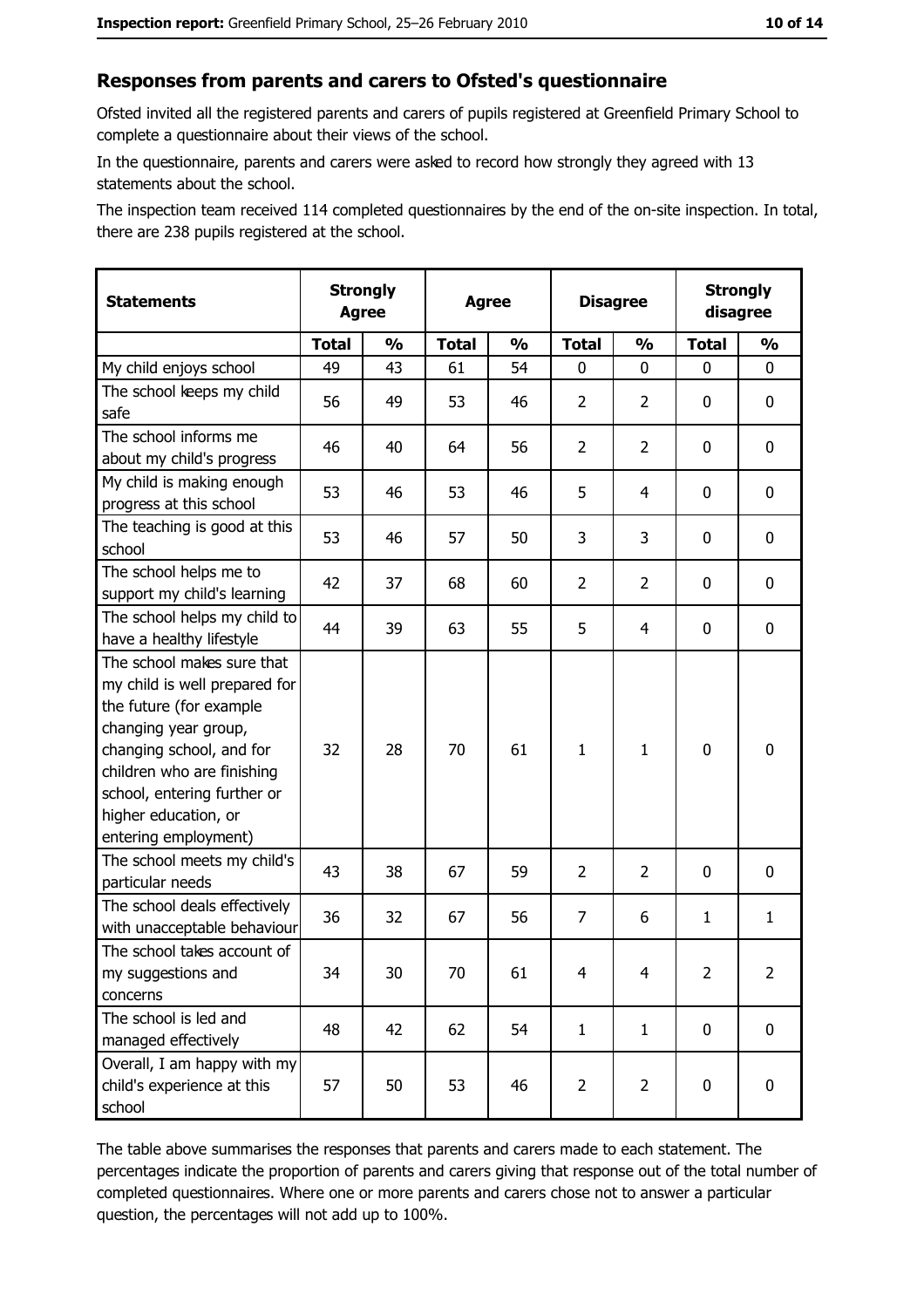## Responses from parents and carers to Ofsted's questionnaire

Ofsted invited all the registered parents and carers of pupils registered at Greenfield Primary School to complete a questionnaire about their views of the school.

In the questionnaire, parents and carers were asked to record how strongly they agreed with 13 statements about the school.

The inspection team received 114 completed questionnaires by the end of the on-site inspection. In total, there are 238 pupils registered at the school.

| Statements | Strongly Agree | | Agree | | Disagree | | Strongly disagree | |
|---|---|---|---|---|---|---|---|---|
| | Total | % | Total | % | Total | % | Total | % |
| My child enjoys school | 49 | 43 | 61 | 54 | 0 | 0 | 0 | 0 |
| The school keeps my child safe | 56 | 49 | 53 | 46 | 2 | 2 | 0 | 0 |
| The school informs me about my child's progress | 46 | 40 | 64 | 56 | 2 | 2 | 0 | 0 |
| My child is making enough progress at this school | 53 | 46 | 53 | 46 | 5 | 4 | 0 | 0 |
| The teaching is good at this school | 53 | 46 | 57 | 50 | 3 | 3 | 0 | 0 |
| The school helps me to support my child's learning | 42 | 37 | 68 | 60 | 2 | 2 | 0 | 0 |
| The school helps my child to have a healthy lifestyle | 44 | 39 | 63 | 55 | 5 | 4 | 0 | 0 |
| The school makes sure that my child is well prepared for the future (for example changing year group, changing school, and for children who are finishing school, entering further or higher education, or entering employment) | 32 | 28 | 70 | 61 | 1 | 1 | 0 | 0 |
| The school meets my child's particular needs | 43 | 38 | 67 | 59 | 2 | 2 | 0 | 0 |
| The school deals effectively with unacceptable behaviour | 36 | 32 | 67 | 56 | 7 | 6 | 1 | 1 |
| The school takes account of my suggestions and concerns | 34 | 30 | 70 | 61 | 4 | 4 | 2 | 2 |
| The school is led and managed effectively | 48 | 42 | 62 | 54 | 1 | 1 | 0 | 0 |
| Overall, I am happy with my child's experience at this school | 57 | 50 | 53 | 46 | 2 | 2 | 0 | 0 |

The table above summarises the responses that parents and carers made to each statement. The percentages indicate the proportion of parents and carers giving that response out of the total number of completed questionnaires. Where one or more parents and carers chose not to answer a particular question, the percentages will not add up to 100%.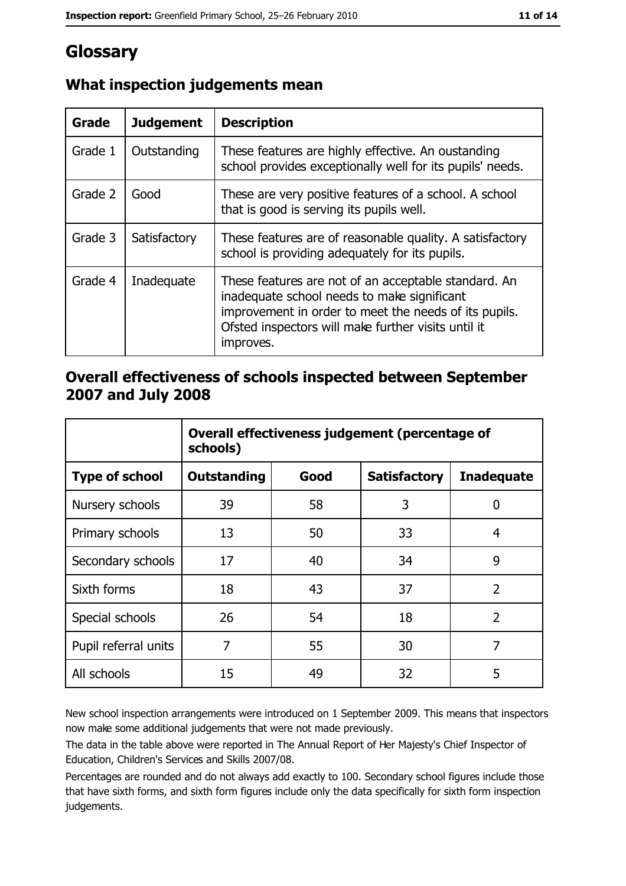# Glossary

## What inspection judgements mean

| Grade | Judgement | Description |
|---|---|---|
| Grade 1 | Outstanding | These features are highly effective. An oustanding school provides exceptionally well for its pupils' needs. |
| Grade 2 | Good | These are very positive features of a school. A school that is good is serving its pupils well. |
| Grade 3 | Satisfactory | These features are of reasonable quality. A satisfactory school is providing adequately for its pupils. |
| Grade 4 | Inadequate | These features are not of an acceptable standard. An inadequate school needs to make significant improvement in order to meet the needs of its pupils. Ofsted inspectors will make further visits until it improves. |

## Overall effectiveness of schools inspected between September 2007 and July 2008

| | Overall effectiveness judgement (percentage of schools) | | | |
|---|---|---|---|---|
| **Type of school** | **Outstanding** | **Good** | **Satisfactory** | **Inadequate** |
| Nursery schools | 39 | 58 | 3 | 0 |
| Primary schools | 13 | 50 | 33 | 4 |
| Secondary schools | 17 | 40 | 34 | 9 |
| Sixth forms | 18 | 43 | 37 | 2 |
| Special schools | 26 | 54 | 18 | 2 |
| Pupil referral units | 7 | 55 | 30 | 7 |
| All schools | 15 | 49 | 32 | 5 |

New school inspection arrangements were introduced on 1 September 2009. This means that inspectors now make some additional judgements that were not made previously.

The data in the table above were reported in The Annual Report of Her Majesty's Chief Inspector of Education, Children's Services and Skills 2007/08.

Percentages are rounded and do not always add exactly to 100. Secondary school figures include those that have sixth forms, and sixth form figures include only the data specifically for sixth form inspection judgements.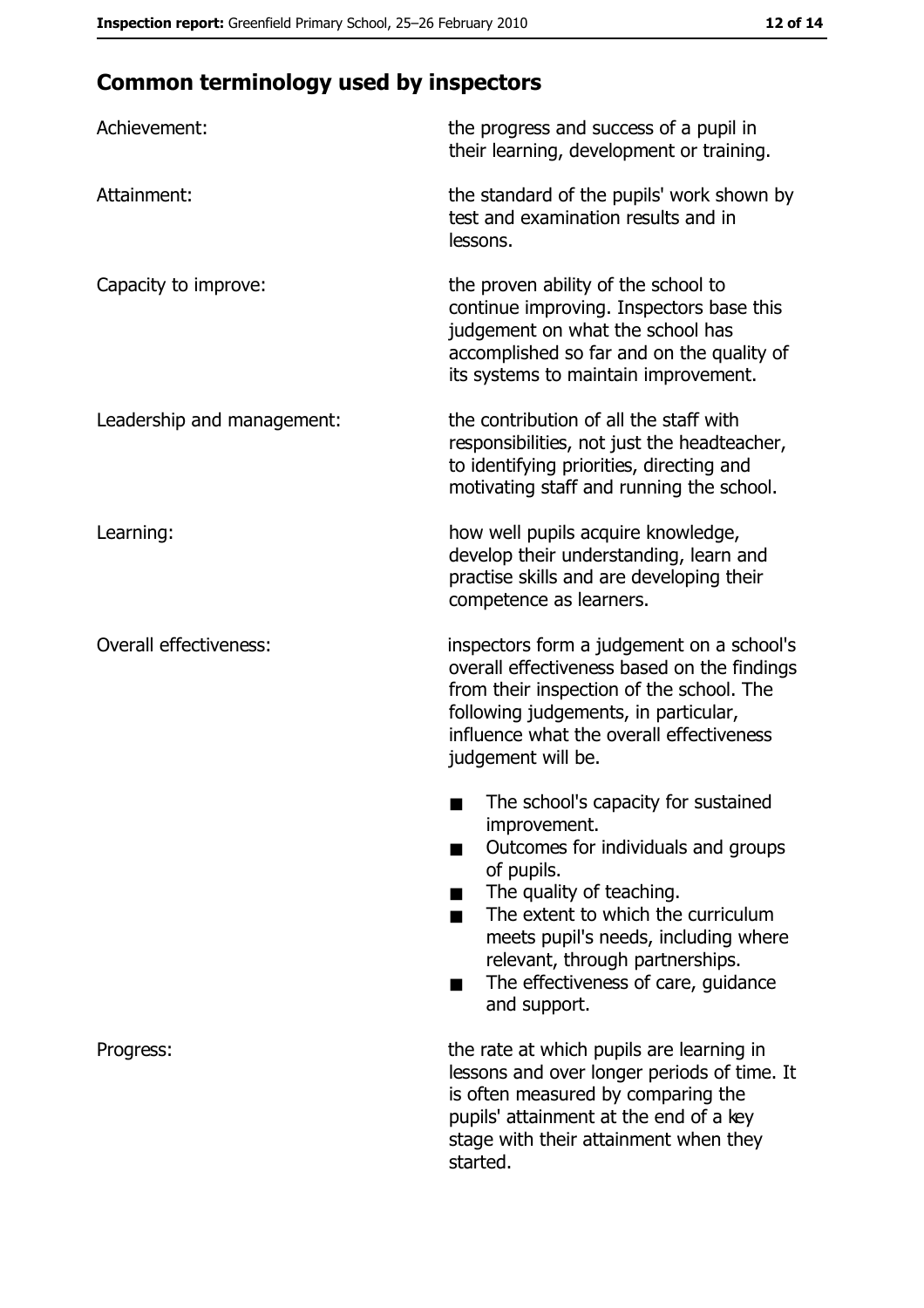## Common terminology used by inspectors

**Achievement:** the progress and success of a pupil in their learning, development or training.

**Attainment:** the standard of the pupils' work shown by test and examination results and in lessons.

**Capacity to improve:** the proven ability of the school to continue improving. Inspectors base this judgement on what the school has accomplished so far and on the quality of its systems to maintain improvement.

**Leadership and management:** the contribution of all the staff with responsibilities, not just the headteacher, to identifying priorities, directing and motivating staff and running the school.

**Learning:** how well pupils acquire knowledge, develop their understanding, learn and practise skills and are developing their competence as learners.

**Overall effectiveness:** inspectors form a judgement on a school's overall effectiveness based on the findings from their inspection of the school. The following judgements, in particular, influence what the overall effectiveness judgement will be.

- The school's capacity for sustained improvement.
- Outcomes for individuals and groups of pupils.
- The quality of teaching.
- The extent to which the curriculum meets pupil's needs, including where relevant, through partnerships.
- The effectiveness of care, guidance and support.

**Progress:** the rate at which pupils are learning in lessons and over longer periods of time. It is often measured by comparing the pupils' attainment at the end of a key stage with their attainment when they started.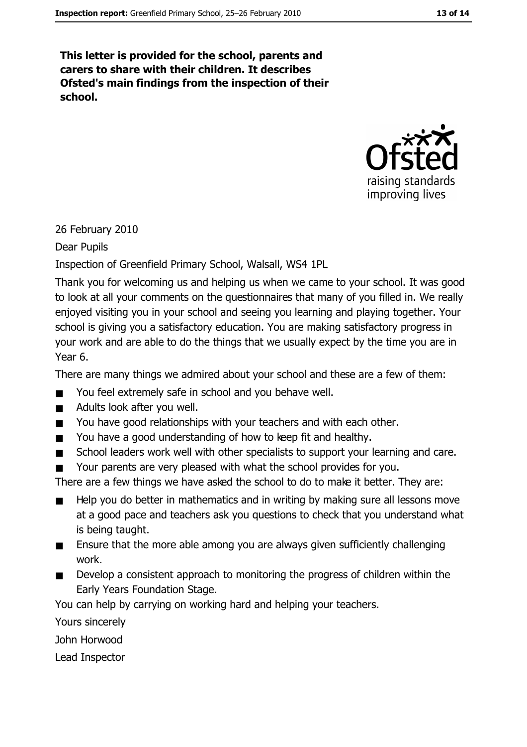**This letter is provided for the school, parents and carers to share with their children. It describes Ofsted's main findings from the inspection of their school.**

26 February 2010

Dear Pupils

Inspection of Greenfield Primary School, Walsall, WS4 1PL

Thank you for welcoming us and helping us when we came to your school. It was good to look at all your comments on the questionnaires that many of you filled in. We really enjoyed visiting you in your school and seeing you learning and playing together. Your school is giving you a satisfactory education. You are making satisfactory progress in your work and are able to do the things that we usually expect by the time you are in Year 6.

There are many things we admired about your school and these are a few of them:

- You feel extremely safe in school and you behave well.
- Adults look after you well.
- You have good relationships with your teachers and with each other.
- You have a good understanding of how to keep fit and healthy.
- School leaders work well with other specialists to support your learning and care.
- Your parents are very pleased with what the school provides for you.

There are a few things we have asked the school to do to make it better. They are:

- Help you do better in mathematics and in writing by making sure all lessons move at a good pace and teachers ask you questions to check that you understand what is being taught.
- Ensure that the more able among you are always given sufficiently challenging work.
- Develop a consistent approach to monitoring the progress of children within the Early Years Foundation Stage.

You can help by carrying on working hard and helping your teachers.

Yours sincerely

John Horwood

Lead Inspector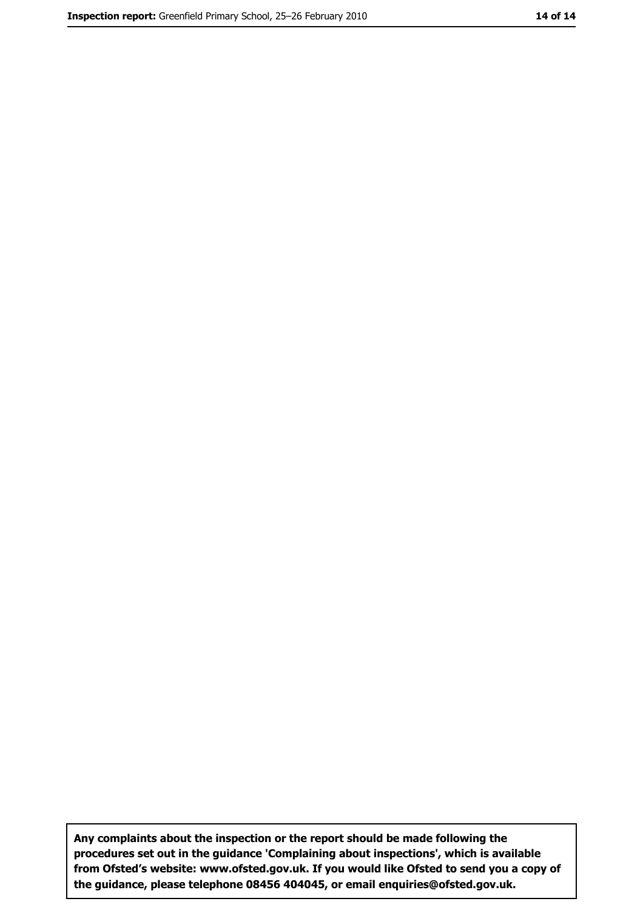**Any complaints about the inspection or the report should be made following the procedures set out in the guidance 'Complaining about inspections', which is available from Ofsted's website: www.ofsted.gov.uk. If you would like Ofsted to send you a copy of the guidance, please telephone 08456 404045, or email enquiries@ofsted.gov.uk.**